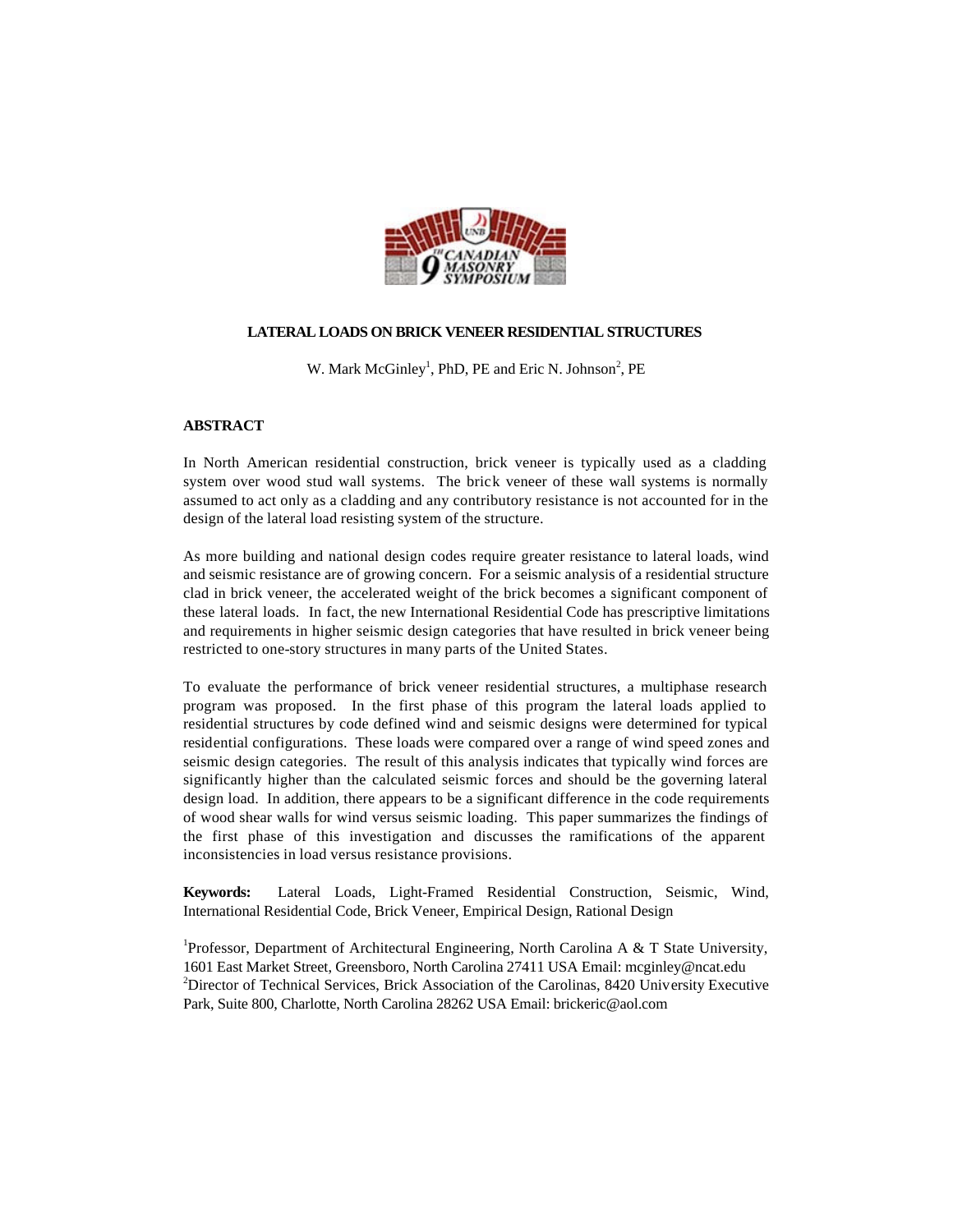# LATERAL LOADS ON BRICK VENEER RESIDENTIAL STRUCTURES

W. Mark McGinley[1], PhD, PE and Eric N. Johnson[2], PE

## ABSTRACT

In North American residential construction, brick veneer is typically used as a cladding system over wood stud wall systems. The brick veneer of these wall systems is normally assumed to act only as a cladding and any contributory resistance is not accounted for in the design of the lateral load resisting system of the structure.

As more building and national design codes require greater resistance to lateral loads, wind and seismic resistance are of growing concern. For a seismic analysis of a residential structure clad in brick veneer, the accelerated weight of the brick becomes a significant component of these lateral loads. In fact, the new International Residential Code has prescriptive limitations and requirements in higher seismic design categories that have resulted in brick veneer being restricted to one-story structures in many parts of the United States.

To evaluate the performance of brick veneer residential structures, a multiphase research program was proposed. In the first phase of this program the lateral loads applied to residential structures by code defined wind and seismic designs were determined for typical residential configurations. These loads were compared over a range of wind speed zones and seismic design categories. The result of this analysis indicates that typically wind forces are significantly higher than the calculated seismic forces and should be the governing lateral design load. In addition, there appears to be a significant difference in the code requirements of wood shear walls for wind versus seismic loading. This paper summarizes the findings of the first phase of this investigation and discusses the ramifications of the apparent inconsistencies in load versus resistance provisions.

**Keywords:** Lateral Loads, Light-Framed Residential Construction, Seismic, Wind, International Residential Code, Brick Veneer, Empirical Design, Rational Design

[1]Professor, Department of Architectural Engineering, North Carolina A & T State University, 1601 East Market Street, Greensboro, North Carolina 27411 USA Email: mcginley@ncat.edu
[2]Director of Technical Services, Brick Association of the Carolinas, 8420 University Executive Park, Suite 800, Charlotte, North Carolina 28262 USA Email: brickeric@aol.com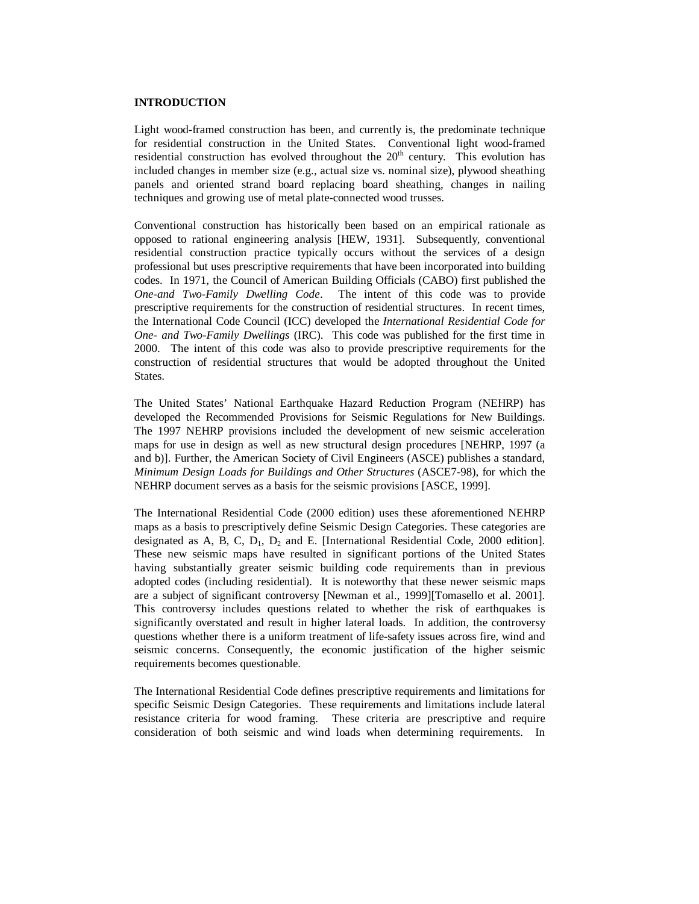**INTRODUCTION**

Light wood-framed construction has been, and currently is, the predominate technique for residential construction in the United States. Conventional light wood-framed residential construction has evolved throughout the 20th century. This evolution has included changes in member size (e.g., actual size vs. nominal size), plywood sheathing panels and oriented strand board replacing board sheathing, changes in nailing techniques and growing use of metal plate-connected wood trusses.

Conventional construction has historically been based on an empirical rationale as opposed to rational engineering analysis [HEW, 1931]. Subsequently, conventional residential construction practice typically occurs without the services of a design professional but uses prescriptive requirements that have been incorporated into building codes. In 1971, the Council of American Building Officials (CABO) first published the *One-and Two-Family Dwelling Code*. The intent of this code was to provide prescriptive requirements for the construction of residential structures. In recent times, the International Code Council (ICC) developed the *International Residential Code for One- and Two-Family Dwellings* (IRC). This code was published for the first time in 2000. The intent of this code was also to provide prescriptive requirements for the construction of residential structures that would be adopted throughout the United States.

The United States' National Earthquake Hazard Reduction Program (NEHRP) has developed the Recommended Provisions for Seismic Regulations for New Buildings. The 1997 NEHRP provisions included the development of new seismic acceleration maps for use in design as well as new structural design procedures [NEHRP, 1997 (a and b)]. Further, the American Society of Civil Engineers (ASCE) publishes a standard, *Minimum Design Loads for Buildings and Other Structures* (ASCE7-98), for which the NEHRP document serves as a basis for the seismic provisions [ASCE, 1999].

The International Residential Code (2000 edition) uses these aforementioned NEHRP maps as a basis to prescriptively define Seismic Design Categories. These categories are designated as A, B, C, $D_1$, $D_2$ and E. [International Residential Code, 2000 edition]. These new seismic maps have resulted in significant portions of the United States having substantially greater seismic building code requirements than in previous adopted codes (including residential). It is noteworthy that these newer seismic maps are a subject of significant controversy [Newman et al., 1999][Tomasello et al. 2001]. This controversy includes questions related to whether the risk of earthquakes is significantly overstated and result in higher lateral loads. In addition, the controversy questions whether there is a uniform treatment of life-safety issues across fire, wind and seismic concerns. Consequently, the economic justification of the higher seismic requirements becomes questionable.

The International Residential Code defines prescriptive requirements and limitations for specific Seismic Design Categories. These requirements and limitations include lateral resistance criteria for wood framing. These criteria are prescriptive and require consideration of both seismic and wind loads when determining requirements. In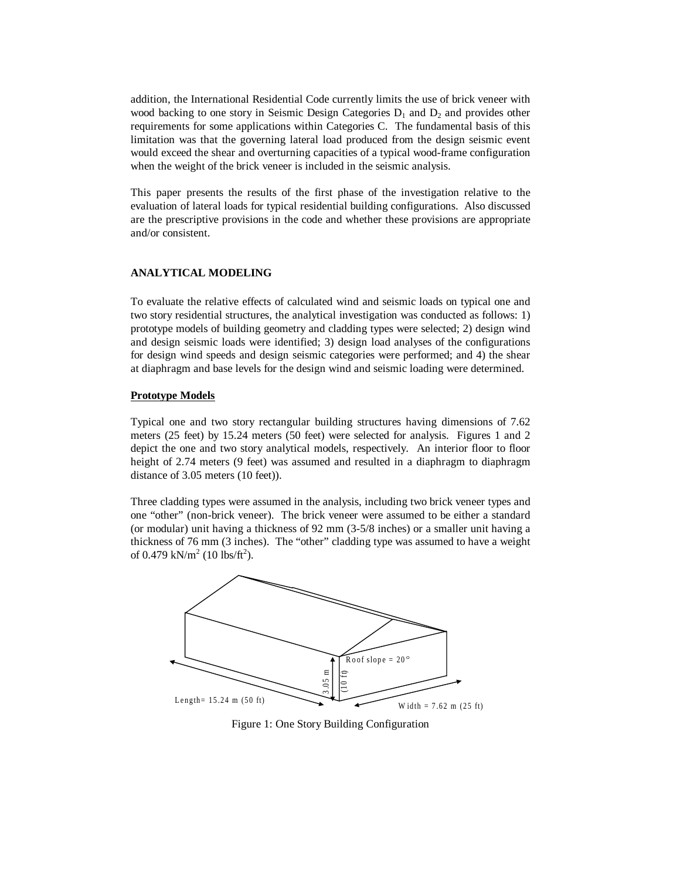addition, the International Residential Code currently limits the use of brick veneer with wood backing to one story in Seismic Design Categories $D_1$ and $D_2$ and provides other requirements for some applications within Categories C. The fundamental basis of this limitation was that the governing lateral load produced from the design seismic event would exceed the shear and overturning capacities of a typical wood-frame configuration when the weight of the brick veneer is included in the seismic analysis.

This paper presents the results of the first phase of the investigation relative to the evaluation of lateral loads for typical residential building configurations. Also discussed are the prescriptive provisions in the code and whether these provisions are appropriate and/or consistent.

## ANALYTICAL MODELING

To evaluate the relative effects of calculated wind and seismic loads on typical one and two story residential structures, the analytical investigation was conducted as follows: 1) prototype models of building geometry and cladding types were selected; 2) design wind and design seismic loads were identified; 3) design load analyses of the configurations for design wind speeds and design seismic categories were performed; and 4) the shear at diaphragm and base levels for the design wind and seismic loading were determined.

### Prototype Models

Typical one and two story rectangular building structures having dimensions of 7.62 meters (25 feet) by 15.24 meters (50 feet) were selected for analysis. Figures 1 and 2 depict the one and two story analytical models, respectively. An interior floor to floor height of 2.74 meters (9 feet) was assumed and resulted in a diaphragm to diaphragm distance of 3.05 meters (10 feet)).

Three cladding types were assumed in the analysis, including two brick veneer types and one "other" (non-brick veneer). The brick veneer were assumed to be either a standard (or modular) unit having a thickness of 92 mm (3-5/8 inches) or a smaller unit having a thickness of 76 mm (3 inches). The "other" cladding type was assumed to have a weight of 0.479 kN/m$^2$ (10 lbs/ft$^2$).

Roof slope = 20°

3.05 m (10 ft)

Length= 15.24 m (50 ft)

Width = 7.62 m (25 ft)

Figure 1: One Story Building Configuration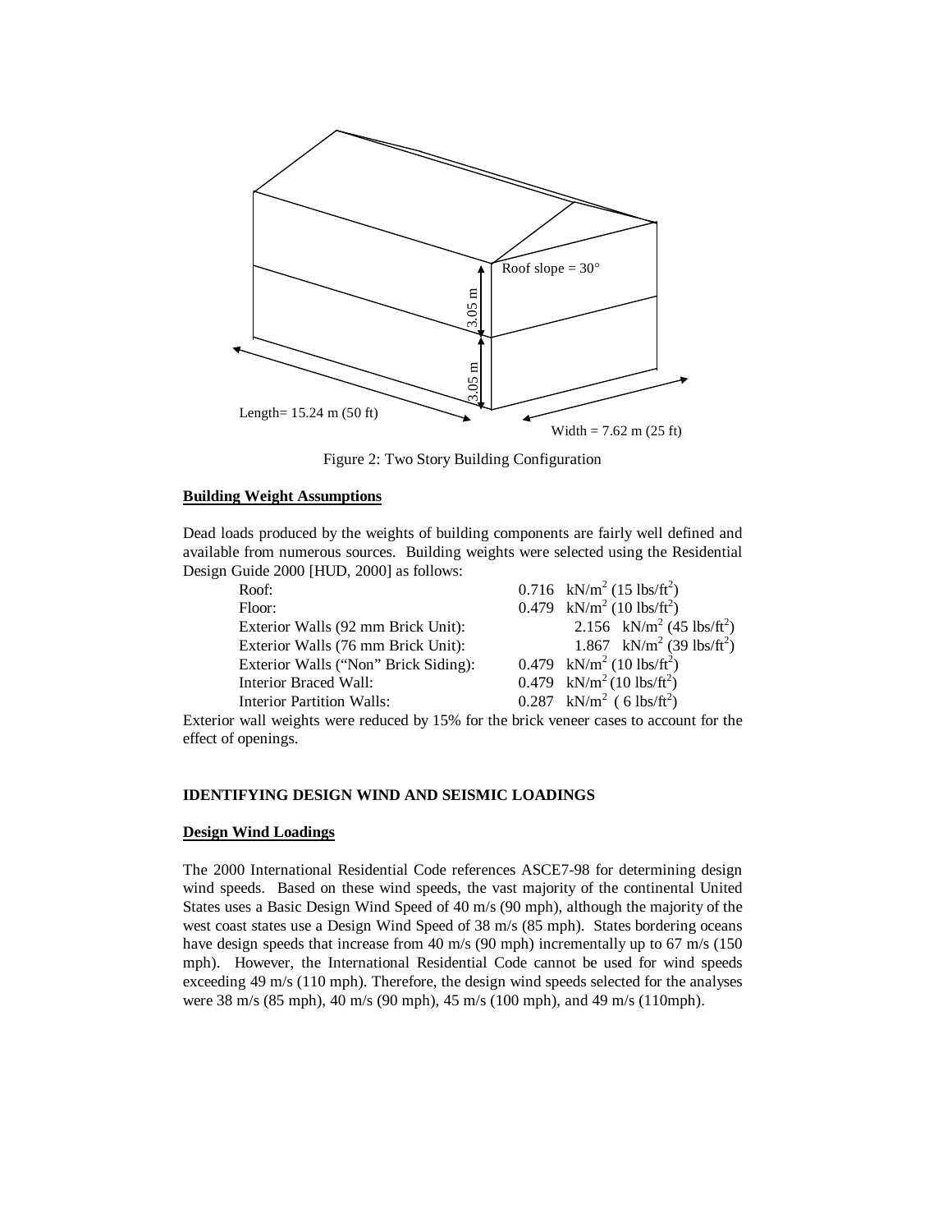Figure 2: Two Story Building Configuration

**Building Weight Assumptions**

Dead loads produced by the weights of building components are fairly well defined and available from numerous sources. Building weights were selected using the Residential Design Guide 2000 [HUD, 2000] as follows:

| | |
|---|---|
| Roof: | 0.716 kN/m$^2$ (15 lbs/ft$^2$) |
| Floor: | 0.479 kN/m$^2$ (10 lbs/ft$^2$) |
| Exterior Walls (92 mm Brick Unit): | 2.156 kN/m$^2$ (45 lbs/ft$^2$) |
| Exterior Walls (76 mm Brick Unit): | 1.867 kN/m$^2$ (39 lbs/ft$^2$) |
| Exterior Walls ("Non" Brick Siding): | 0.479 kN/m$^2$ (10 lbs/ft$^2$) |
| Interior Braced Wall: | 0.479 kN/m$^2$ (10 lbs/ft$^2$) |
| Interior Partition Walls: | 0.287 kN/m$^2$ ( 6 lbs/ft$^2$) |

Exterior wall weights were reduced by 15% for the brick veneer cases to account for the effect of openings.

## IDENTIFYING DESIGN WIND AND SEISMIC LOADINGS

**Design Wind Loadings**

The 2000 International Residential Code references ASCE7-98 for determining design wind speeds. Based on these wind speeds, the vast majority of the continental United States uses a Basic Design Wind Speed of 40 m/s (90 mph), although the majority of the west coast states use a Design Wind Speed of 38 m/s (85 mph). States bordering oceans have design speeds that increase from 40 m/s (90 mph) incrementally up to 67 m/s (150 mph). However, the International Residential Code cannot be used for wind speeds exceeding 49 m/s (110 mph). Therefore, the design wind speeds selected for the analyses were 38 m/s (85 mph), 40 m/s (90 mph), 45 m/s (100 mph), and 49 m/s (110mph).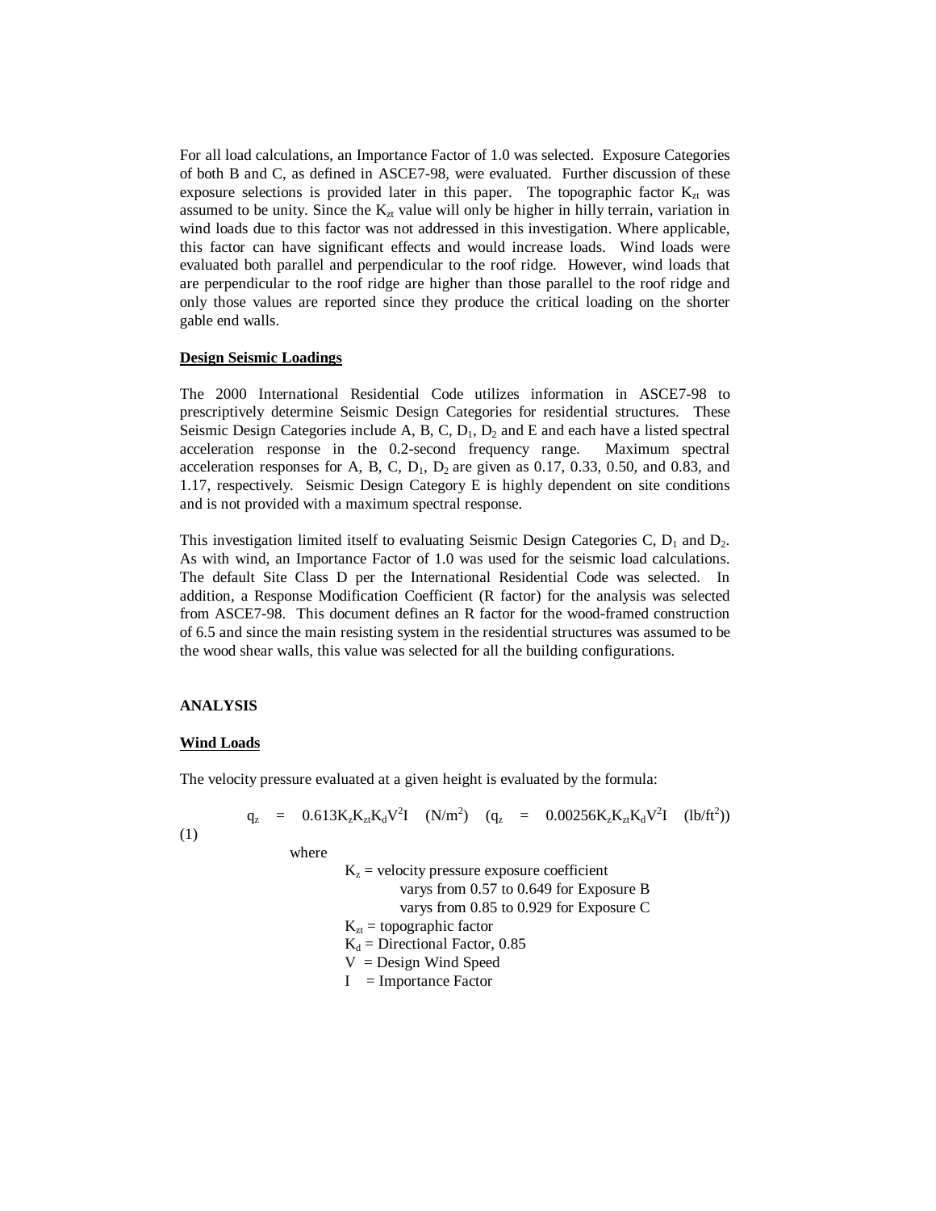For all load calculations, an Importance Factor of 1.0 was selected. Exposure Categories of both B and C, as defined in ASCE7-98, were evaluated. Further discussion of these exposure selections is provided later in this paper. The topographic factor $K_{zt}$ was assumed to be unity. Since the $K_{zt}$ value will only be higher in hilly terrain, variation in wind loads due to this factor was not addressed in this investigation. Where applicable, this factor can have significant effects and would increase loads. Wind loads were evaluated both parallel and perpendicular to the roof ridge. However, wind loads that are perpendicular to the roof ridge are higher than those parallel to the roof ridge and only those values are reported since they produce the critical loading on the shorter gable end walls.

## Design Seismic Loadings

The 2000 International Residential Code utilizes information in ASCE7-98 to prescriptively determine Seismic Design Categories for residential structures. These Seismic Design Categories include A, B, C, $D_1$, $D_2$ and E and each have a listed spectral acceleration response in the 0.2-second frequency range. Maximum spectral acceleration responses for A, B, C, $D_1$, $D_2$ are given as 0.17, 0.33, 0.50, and 0.83, and 1.17, respectively. Seismic Design Category E is highly dependent on site conditions and is not provided with a maximum spectral response.

This investigation limited itself to evaluating Seismic Design Categories C, $D_1$ and $D_2$. As with wind, an Importance Factor of 1.0 was used for the seismic load calculations. The default Site Class D per the International Residential Code was selected. In addition, a Response Modification Coefficient (R factor) for the analysis was selected from ASCE7-98. This document defines an R factor for the wood-framed construction of 6.5 and since the main resisting system in the residential structures was assumed to be the wood shear walls, this value was selected for all the building configurations.

# ANALYSIS

## Wind Loads

The velocity pressure evaluated at a given height is evaluated by the formula:

$$q_z = 0.613 K_z K_{zt} K_d V^2 I \quad (\text{N/m}^2) \quad (q_z = 0.00256 K_z K_{zt} K_d V^2 I \quad (\text{lb/ft}^2)) \tag{1}$$

where

- $K_z$ = velocity pressure exposure coefficient
  - varys from 0.57 to 0.649 for Exposure B
  - varys from 0.85 to 0.929 for Exposure C
- $K_{zt}$ = topographic factor
- $K_d$ = Directional Factor, 0.85
- $V$ = Design Wind Speed
- $I$ = Importance Factor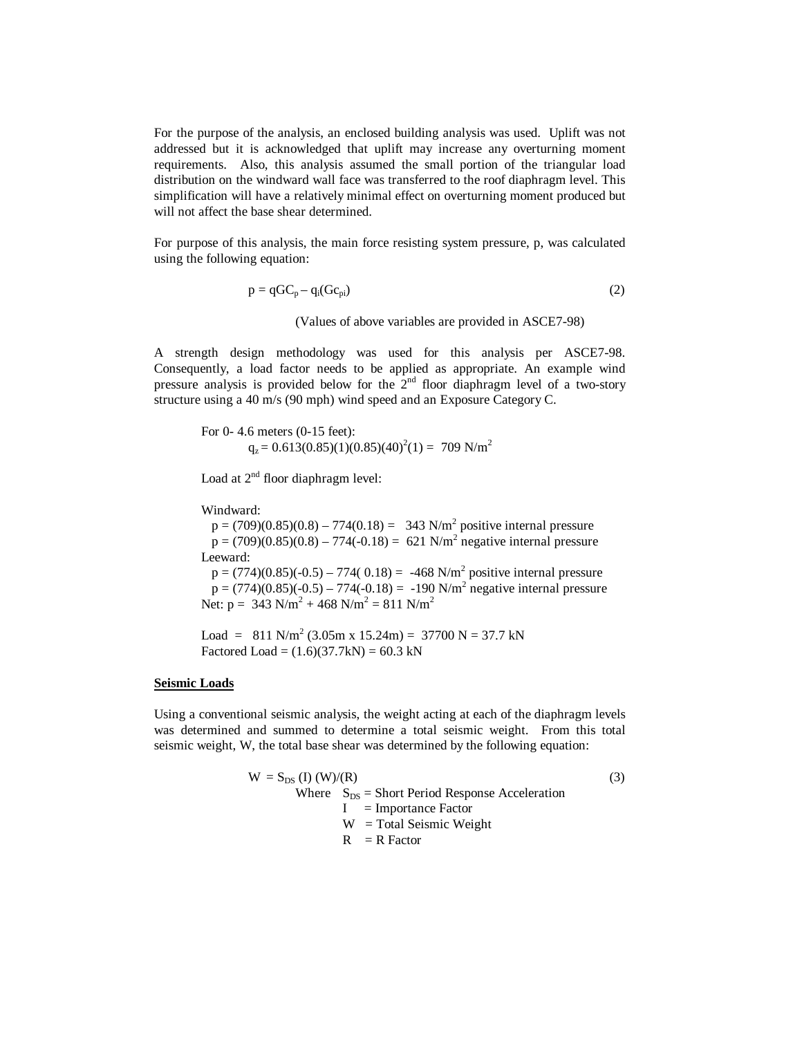For the purpose of the analysis, an enclosed building analysis was used. Uplift was not addressed but it is acknowledged that uplift may increase any overturning moment requirements. Also, this analysis assumed the small portion of the triangular load distribution on the windward wall face was transferred to the roof diaphragm level. This simplification will have a relatively minimal effect on overturning moment produced but will not affect the base shear determined.

For purpose of this analysis, the main force resisting system pressure, p, was calculated using the following equation:

$$p = qGC_p - q_i(Gc_{pi}) \tag{2}$$

(Values of above variables are provided in ASCE7-98)

A strength design methodology was used for this analysis per ASCE7-98. Consequently, a load factor needs to be applied as appropriate. An example wind pressure analysis is provided below for the 2nd floor diaphragm level of a two-story structure using a 40 m/s (90 mph) wind speed and an Exposure Category C.

For 0- 4.6 meters (0-15 feet):

$q_z = 0.613(0.85)(1)(0.85)(40)^2(1) = 709 \text{ N/m}^2$

Load at 2nd floor diaphragm level:

Windward:

$p = (709)(0.85)(0.8) - 774(0.18) = 343 \text{ N/m}^2$ positive internal pressure

$p = (709)(0.85)(0.8) - 774(-0.18) = 621 \text{ N/m}^2$ negative internal pressure

Leeward:

$p = (774)(0.85)(-0.5) - 774(0.18) = -468 \text{ N/m}^2$ positive internal pressure

$p = (774)(0.85)(-0.5) - 774(-0.18) = -190 \text{ N/m}^2$ negative internal pressure

Net: $p = 343 \text{ N/m}^2 + 468 \text{ N/m}^2 = 811 \text{ N/m}^2$

Load = $811 \text{ N/m}^2 (3.05\text{m} \times 15.24\text{m}) = 37700 \text{ N} = 37.7 \text{ kN}$

Factored Load = $(1.6)(37.7\text{kN}) = 60.3 \text{ kN}$

## Seismic Loads

Using a conventional seismic analysis, the weight acting at each of the diaphragm levels was determined and summed to determine a total seismic weight. From this total seismic weight, W, the total base shear was determined by the following equation:

$$W = S_{DS}(I)(W)/(R) \tag{3}$$

Where $S_{DS}$ = Short Period Response Acceleration

$I$ = Importance Factor

$W$ = Total Seismic Weight

$R$ = R Factor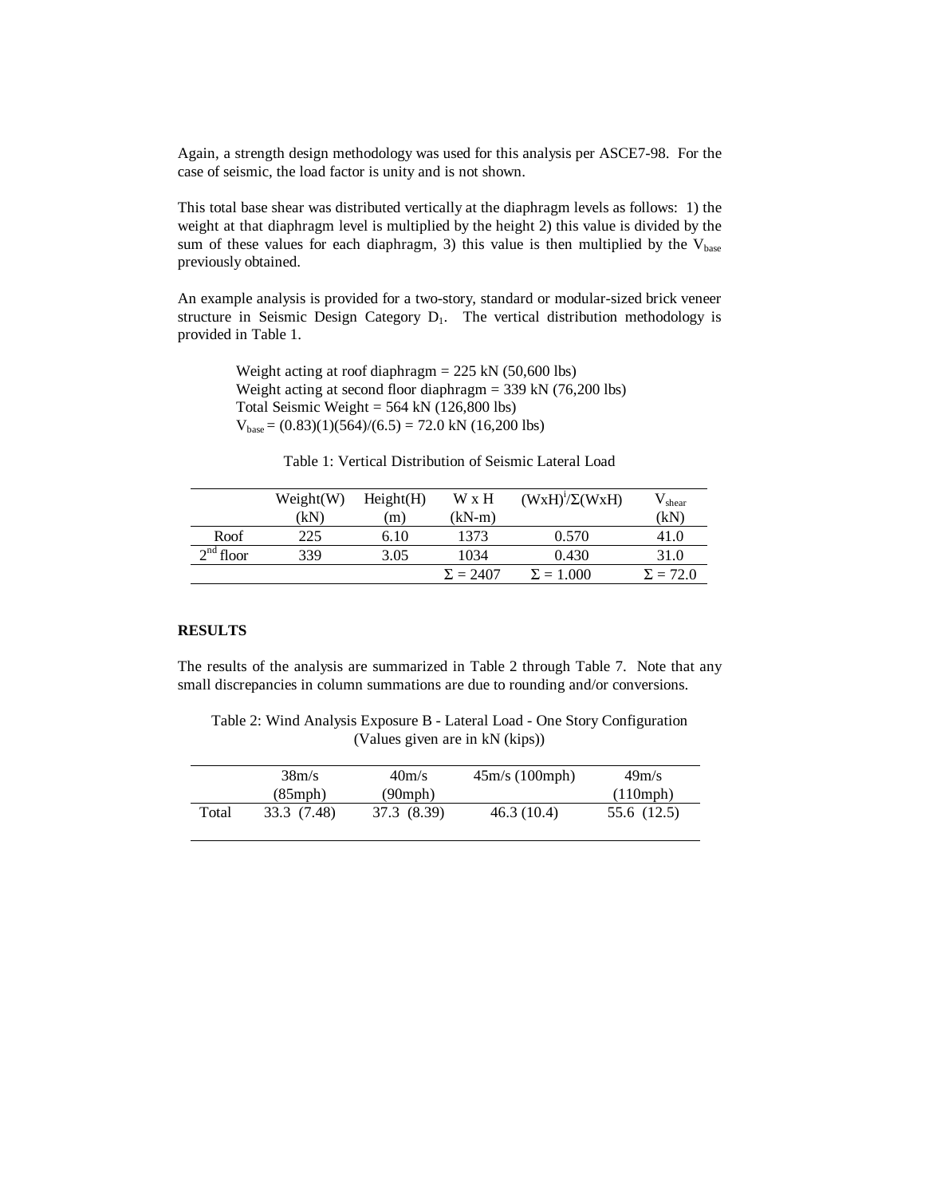Again, a strength design methodology was used for this analysis per ASCE7-98. For the case of seismic, the load factor is unity and is not shown.

This total base shear was distributed vertically at the diaphragm levels as follows: 1) the weight at that diaphragm level is multiplied by the height 2) this value is divided by the sum of these values for each diaphragm, 3) this value is then multiplied by the $V_{base}$ previously obtained.

An example analysis is provided for a two-story, standard or modular-sized brick veneer structure in Seismic Design Category $D_1$. The vertical distribution methodology is provided in Table 1.

> Weight acting at roof diaphragm = 225 kN (50,600 lbs)
> Weight acting at second floor diaphragm = 339 kN (76,200 lbs)
> Total Seismic Weight = 564 kN (126,800 lbs)
> $V_{base}$ = (0.83)(1)(564)/(6.5) = 72.0 kN (16,200 lbs)

Table 1: Vertical Distribution of Seismic Lateral Load

| | Weight(W) (kN) | Height(H) (m) | W x H (kN-m) | $(WxH)^i/\Sigma(WxH)$ | $V_{shear}$ (kN) |
|---|---|---|---|---|---|
| Roof | 225 | 6.10 | 1373 | 0.570 | 41.0 |
| 2nd floor | 339 | 3.05 | 1034 | 0.430 | 31.0 |
| | | | $\Sigma$ = 2407 | $\Sigma$ = 1.000 | $\Sigma$ = 72.0 |

**RESULTS**

The results of the analysis are summarized in Table 2 through Table 7. Note that any small discrepancies in column summations are due to rounding and/or conversions.

Table 2: Wind Analysis Exposure B - Lateral Load - One Story Configuration (Values given are in kN (kips))

| | 38m/s (85mph) | 40m/s (90mph) | 45m/s (100mph) | 49m/s (110mph) |
|---|---|---|---|---|
| Total | 33.3 (7.48) | 37.3 (8.39) | 46.3 (10.4) | 55.6 (12.5) |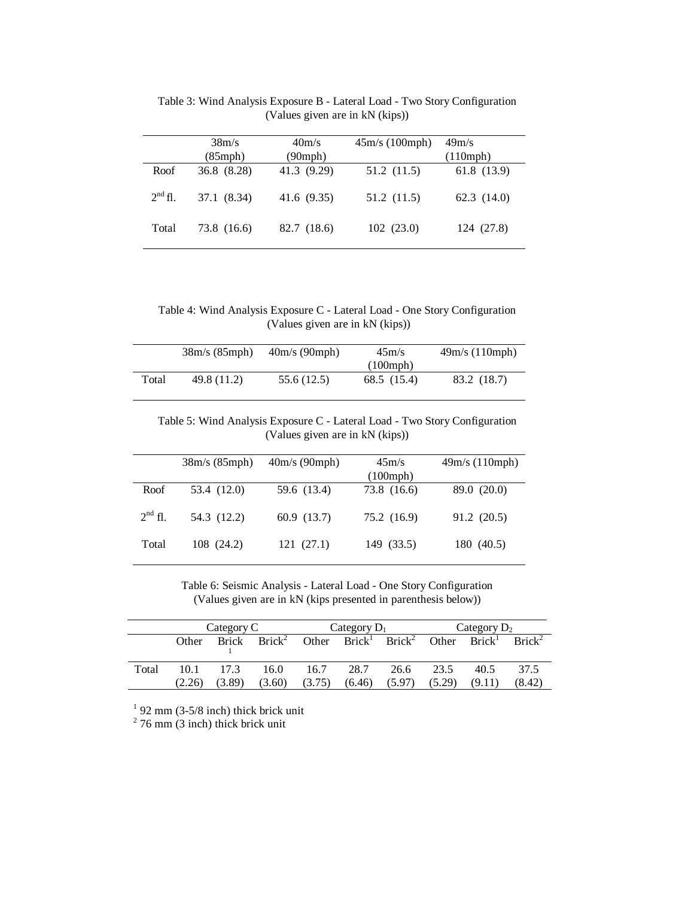Table 3: Wind Analysis Exposure B - Lateral Load - Two Story Configuration
(Values given are in kN (kips))

| | 38m/s (85mph) | 40m/s (90mph) | 45m/s (100mph) | 49m/s (110mph) |
|---|---|---|---|---|
| Roof | 36.8 (8.28) | 41.3 (9.29) | 51.2 (11.5) | 61.8 (13.9) |
| 2nd fl. | 37.1 (8.34) | 41.6 (9.35) | 51.2 (11.5) | 62.3 (14.0) |
| Total | 73.8 (16.6) | 82.7 (18.6) | 102 (23.0) | 124 (27.8) |

Table 4: Wind Analysis Exposure C - Lateral Load - One Story Configuration
(Values given are in kN (kips))

| | 38m/s (85mph) | 40m/s (90mph) | 45m/s (100mph) | 49m/s (110mph) |
|---|---|---|---|---|
| Total | 49.8 (11.2) | 55.6 (12.5) | 68.5 (15.4) | 83.2 (18.7) |

Table 5: Wind Analysis Exposure C - Lateral Load - Two Story Configuration
(Values given are in kN (kips))

| | 38m/s (85mph) | 40m/s (90mph) | 45m/s (100mph) | 49m/s (110mph) |
|---|---|---|---|---|
| Roof | 53.4 (12.0) | 59.6 (13.4) | 73.8 (16.6) | 89.0 (20.0) |
| 2nd fl. | 54.3 (12.2) | 60.9 (13.7) | 75.2 (16.9) | 91.2 (20.5) |
| Total | 108 (24.2) | 121 (27.1) | 149 (33.5) | 180 (40.5) |

Table 6: Seismic Analysis - Lateral Load - One Story Configuration
(Values given are in kN (kips presented in parenthesis below))

| | Category C | | | Category $D_1$ | | | Category $D_2$ | | |
|---|---|---|---|---|---|---|---|---|---|
| | Other | Brick[1] | Brick[2] | Other | Brick[1] | Brick[2] | Other | Brick[1] | Brick[2] |
| Total | 10.1 (2.26) | 17.3 (3.89) | 16.0 (3.60) | 16.7 (3.75) | 28.7 (6.46) | 26.6 (5.97) | 23.5 (5.29) | 40.5 (9.11) | 37.5 (8.42) |

[1] 92 mm (3-5/8 inch) thick brick unit
[2] 76 mm (3 inch) thick brick unit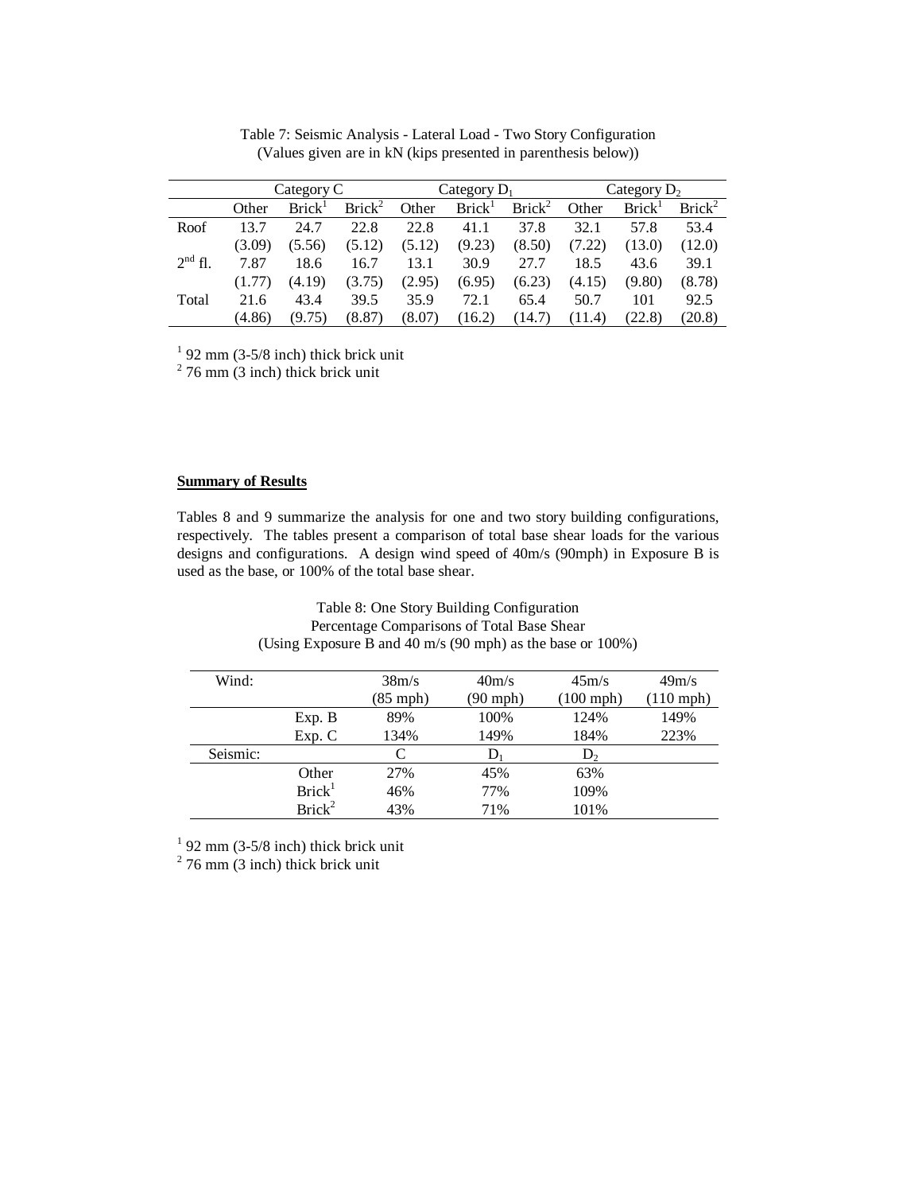Table 7: Seismic Analysis - Lateral Load - Two Story Configuration
(Values given are in kN (kips presented in parenthesis below))

| | Category C | | | Category $D_1$ | | | Category $D_2$ | | |
|---|---|---|---|---|---|---|---|---|---|
| | Other | Brick[1] | Brick[2] | Other | Brick[1] | Brick[2] | Other | Brick[1] | Brick[2] |
| Roof | 13.7 | 24.7 | 22.8 | 22.8 | 41.1 | 37.8 | 32.1 | 57.8 | 53.4 |
| | (3.09) | (5.56) | (5.12) | (5.12) | (9.23) | (8.50) | (7.22) | (13.0) | (12.0) |
| $2^{nd}$ fl. | 7.87 | 18.6 | 16.7 | 13.1 | 30.9 | 27.7 | 18.5 | 43.6 | 39.1 |
| | (1.77) | (4.19) | (3.75) | (2.95) | (6.95) | (6.23) | (4.15) | (9.80) | (8.78) |
| Total | 21.6 | 43.4 | 39.5 | 35.9 | 72.1 | 65.4 | 50.7 | 101 | 92.5 |
| | (4.86) | (9.75) | (8.87) | (8.07) | (16.2) | (14.7) | (11.4) | (22.8) | (20.8) |

[1] 92 mm (3-5/8 inch) thick brick unit
[2] 76 mm (3 inch) thick brick unit

**Summary of Results**

Tables 8 and 9 summarize the analysis for one and two story building configurations, respectively. The tables present a comparison of total base shear loads for the various designs and configurations. A design wind speed of 40m/s (90mph) in Exposure B is used as the base, or 100% of the total base shear.

Table 8: One Story Building Configuration
Percentage Comparisons of Total Base Shear
(Using Exposure B and 40 m/s (90 mph) as the base or 100%)

| Wind: | | 38m/s (85 mph) | 40m/s (90 mph) | 45m/s (100 mph) | 49m/s (110 mph) |
|---|---|---|---|---|---|
| | Exp. B | 89% | 100% | 124% | 149% |
| | Exp. C | 134% | 149% | 184% | 223% |
| Seismic: | | C | $D_1$ | $D_2$ | |
| | Other | 27% | 45% | 63% | |
| | Brick[1] | 46% | 77% | 109% | |
| | Brick[2] | 43% | 71% | 101% | |

[1] 92 mm (3-5/8 inch) thick brick unit
[2] 76 mm (3 inch) thick brick unit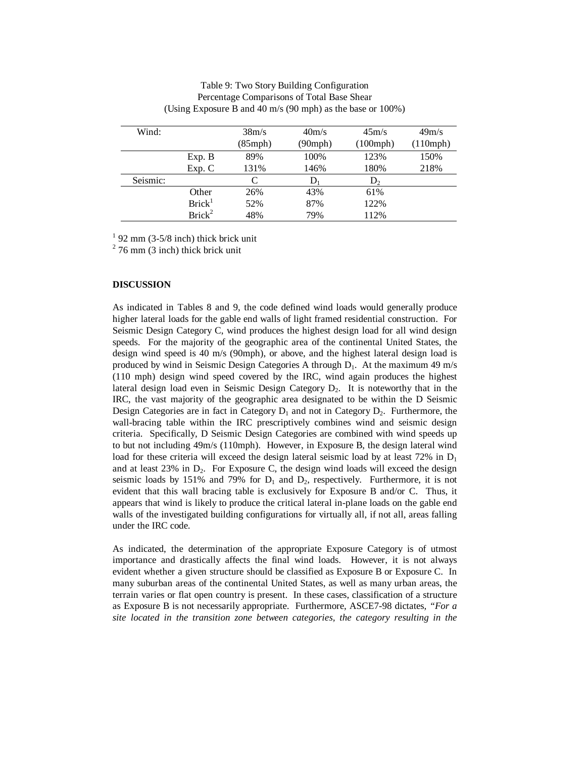Table 9: Two Story Building Configuration
Percentage Comparisons of Total Base Shear
(Using Exposure B and 40 m/s (90 mph) as the base or 100%)

| Wind: | | 38m/s (85mph) | 40m/s (90mph) | 45m/s (100mph) | 49m/s (110mph) |
|---|---|---|---|---|---|
| | Exp. B | 89% | 100% | 123% | 150% |
| | Exp. C | 131% | 146% | 180% | 218% |
| Seismic: | | C | $D_1$ | $D_2$ | |
| | Other | 26% | 43% | 61% | |
| | Brick[1] | 52% | 87% | 122% | |
| | Brick[2] | 48% | 79% | 112% | |

[1] 92 mm (3-5/8 inch) thick brick unit
[2] 76 mm (3 inch) thick brick unit

**DISCUSSION**

As indicated in Tables 8 and 9, the code defined wind loads would generally produce higher lateral loads for the gable end walls of light framed residential construction. For Seismic Design Category C, wind produces the highest design load for all wind design speeds. For the majority of the geographic area of the continental United States, the design wind speed is 40 m/s (90mph), or above, and the highest lateral design load is produced by wind in Seismic Design Categories A through $D_1$. At the maximum 49 m/s (110 mph) design wind speed covered by the IRC, wind again produces the highest lateral design load even in Seismic Design Category $D_2$. It is noteworthy that in the IRC, the vast majority of the geographic area designated to be within the D Seismic Design Categories are in fact in Category $D_1$ and not in Category $D_2$. Furthermore, the wall-bracing table within the IRC prescriptively combines wind and seismic design criteria. Specifically, D Seismic Design Categories are combined with wind speeds up to but not including 49m/s (110mph). However, in Exposure B, the design lateral wind load for these criteria will exceed the design lateral seismic load by at least 72% in $D_1$ and at least 23% in $D_2$. For Exposure C, the design wind loads will exceed the design seismic loads by 151% and 79% for $D_1$ and $D_2$, respectively. Furthermore, it is not evident that this wall bracing table is exclusively for Exposure B and/or C. Thus, it appears that wind is likely to produce the critical lateral in-plane loads on the gable end walls of the investigated building configurations for virtually all, if not all, areas falling under the IRC code.

As indicated, the determination of the appropriate Exposure Category is of utmost importance and drastically affects the final wind loads. However, it is not always evident whether a given structure should be classified as Exposure B or Exposure C. In many suburban areas of the continental United States, as well as many urban areas, the terrain varies or flat open country is present. In these cases, classification of a structure as Exposure B is not necessarily appropriate. Furthermore, ASCE7-98 dictates, *"For a site located in the transition zone between categories, the category resulting in the*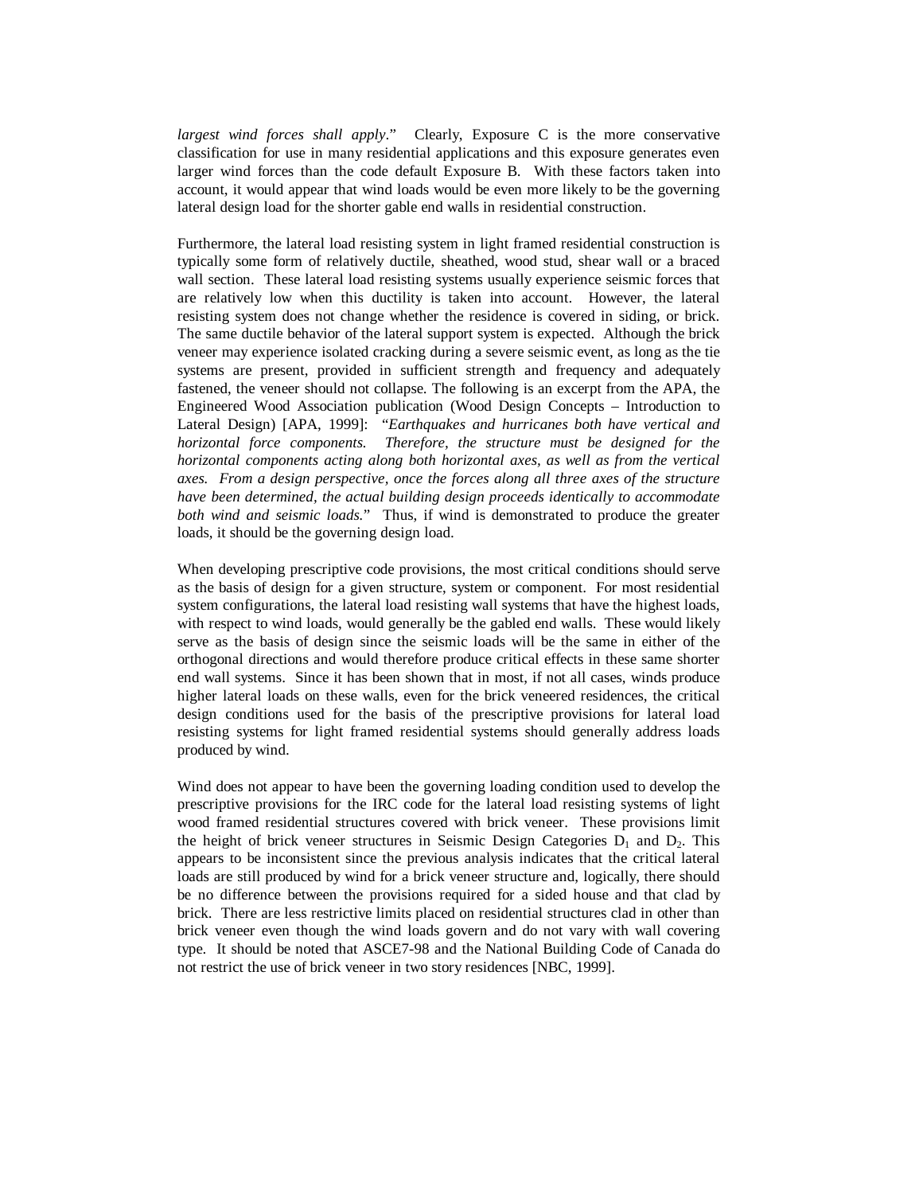*largest wind forces shall apply*."  Clearly, Exposure C is the more conservative classification for use in many residential applications and this exposure generates even larger wind forces than the code default Exposure B.  With these factors taken into account, it would appear that wind loads would be even more likely to be the governing lateral design load for the shorter gable end walls in residential construction.

Furthermore, the lateral load resisting system in light framed residential construction is typically some form of relatively ductile, sheathed, wood stud, shear wall or a braced wall section.  These lateral load resisting systems usually experience seismic forces that are relatively low when this ductility is taken into account.  However, the lateral resisting system does not change whether the residence is covered in siding, or brick. The same ductile behavior of the lateral support system is expected.  Although the brick veneer may experience isolated cracking during a severe seismic event, as long as the tie systems are present, provided in sufficient strength and frequency and adequately fastened, the veneer should not collapse. The following is an excerpt from the APA, the Engineered Wood Association publication (Wood Design Concepts – Introduction to Lateral Design) [APA, 1999]:  "*Earthquakes and hurricanes both have vertical and horizontal force components.  Therefore, the structure must be designed for the horizontal components acting along both horizontal axes, as well as from the vertical axes.  From a design perspective, once the forces along all three axes of the structure have been determined, the actual building design proceeds identically to accommodate both wind and seismic loads.*"  Thus, if wind is demonstrated to produce the greater loads, it should be the governing design load.

When developing prescriptive code provisions, the most critical conditions should serve as the basis of design for a given structure, system or component.  For most residential system configurations, the lateral load resisting wall systems that have the highest loads, with respect to wind loads, would generally be the gabled end walls.  These would likely serve as the basis of design since the seismic loads will be the same in either of the orthogonal directions and would therefore produce critical effects in these same shorter end wall systems.  Since it has been shown that in most, if not all cases, winds produce higher lateral loads on these walls, even for the brick veneered residences, the critical design conditions used for the basis of the prescriptive provisions for lateral load resisting systems for light framed residential systems should generally address loads produced by wind.

Wind does not appear to have been the governing loading condition used to develop the prescriptive provisions for the IRC code for the lateral load resisting systems of light wood framed residential structures covered with brick veneer.  These provisions limit the height of brick veneer structures in Seismic Design Categories $D_1$ and $D_2$. This appears to be inconsistent since the previous analysis indicates that the critical lateral loads are still produced by wind for a brick veneer structure and, logically, there should be no difference between the provisions required for a sided house and that clad by brick.  There are less restrictive limits placed on residential structures clad in other than brick veneer even though the wind loads govern and do not vary with wall covering type.  It should be noted that ASCE7-98 and the National Building Code of Canada do not restrict the use of brick veneer in two story residences [NBC, 1999].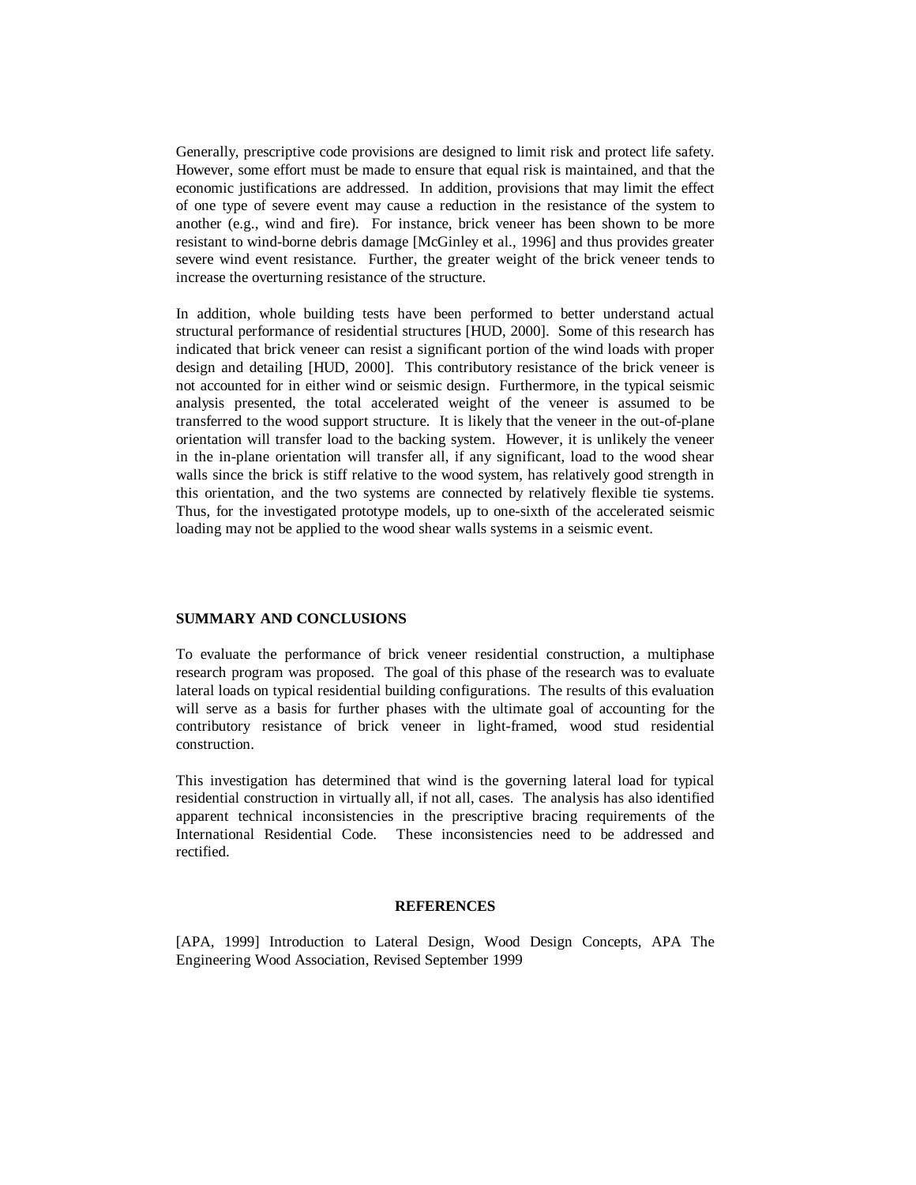Generally, prescriptive code provisions are designed to limit risk and protect life safety. However, some effort must be made to ensure that equal risk is maintained, and that the economic justifications are addressed. In addition, provisions that may limit the effect of one type of severe event may cause a reduction in the resistance of the system to another (e.g., wind and fire). For instance, brick veneer has been shown to be more resistant to wind-borne debris damage [McGinley et al., 1996] and thus provides greater severe wind event resistance. Further, the greater weight of the brick veneer tends to increase the overturning resistance of the structure.

In addition, whole building tests have been performed to better understand actual structural performance of residential structures [HUD, 2000]. Some of this research has indicated that brick veneer can resist a significant portion of the wind loads with proper design and detailing [HUD, 2000]. This contributory resistance of the brick veneer is not accounted for in either wind or seismic design. Furthermore, in the typical seismic analysis presented, the total accelerated weight of the veneer is assumed to be transferred to the wood support structure. It is likely that the veneer in the out-of-plane orientation will transfer load to the backing system. However, it is unlikely the veneer in the in-plane orientation will transfer all, if any significant, load to the wood shear walls since the brick is stiff relative to the wood system, has relatively good strength in this orientation, and the two systems are connected by relatively flexible tie systems. Thus, for the investigated prototype models, up to one-sixth of the accelerated seismic loading may not be applied to the wood shear walls systems in a seismic event.

## SUMMARY AND CONCLUSIONS

To evaluate the performance of brick veneer residential construction, a multiphase research program was proposed. The goal of this phase of the research was to evaluate lateral loads on typical residential building configurations. The results of this evaluation will serve as a basis for further phases with the ultimate goal of accounting for the contributory resistance of brick veneer in light-framed, wood stud residential construction.

This investigation has determined that wind is the governing lateral load for typical residential construction in virtually all, if not all, cases. The analysis has also identified apparent technical inconsistencies in the prescriptive bracing requirements of the International Residential Code. These inconsistencies need to be addressed and rectified.

## REFERENCES

[APA, 1999] Introduction to Lateral Design, Wood Design Concepts, APA The Engineering Wood Association, Revised September 1999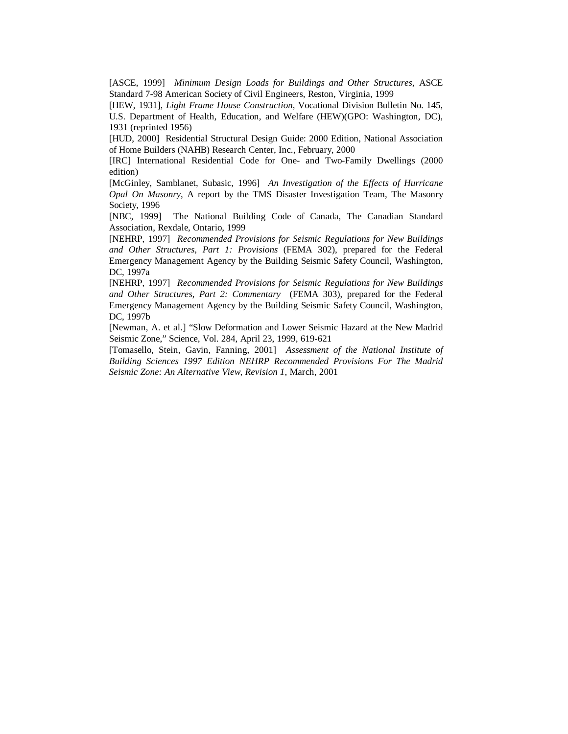[ASCE, 1999] *Minimum Design Loads for Buildings and Other Structures*, ASCE Standard 7-98 American Society of Civil Engineers, Reston, Virginia, 1999

[HEW, 1931], *Light Frame House Construction*, Vocational Division Bulletin No. 145, U.S. Department of Health, Education, and Welfare (HEW)(GPO: Washington, DC), 1931 (reprinted 1956)

[HUD, 2000] Residential Structural Design Guide: 2000 Edition, National Association of Home Builders (NAHB) Research Center, Inc., February, 2000

[IRC] International Residential Code for One- and Two-Family Dwellings (2000 edition)

[McGinley, Samblanet, Subasic, 1996] *An Investigation of the Effects of Hurricane Opal On Masonry*, A report by the TMS Disaster Investigation Team, The Masonry Society, 1996

[NBC, 1999] The National Building Code of Canada, The Canadian Standard Association, Rexdale, Ontario, 1999

[NEHRP, 1997] *Recommended Provisions for Seismic Regulations for New Buildings and Other Structures, Part 1: Provisions* (FEMA 302), prepared for the Federal Emergency Management Agency by the Building Seismic Safety Council, Washington, DC, 1997a

[NEHRP, 1997] *Recommended Provisions for Seismic Regulations for New Buildings and Other Structures, Part 2: Commentary* (FEMA 303), prepared for the Federal Emergency Management Agency by the Building Seismic Safety Council, Washington, DC, 1997b

[Newman, A. et al.] "Slow Deformation and Lower Seismic Hazard at the New Madrid Seismic Zone," Science, Vol. 284, April 23, 1999, 619-621

[Tomasello, Stein, Gavin, Fanning, 2001] *Assessment of the National Institute of Building Sciences 1997 Edition NEHRP Recommended Provisions For The Madrid Seismic Zone: An Alternative View, Revision 1*, March, 2001